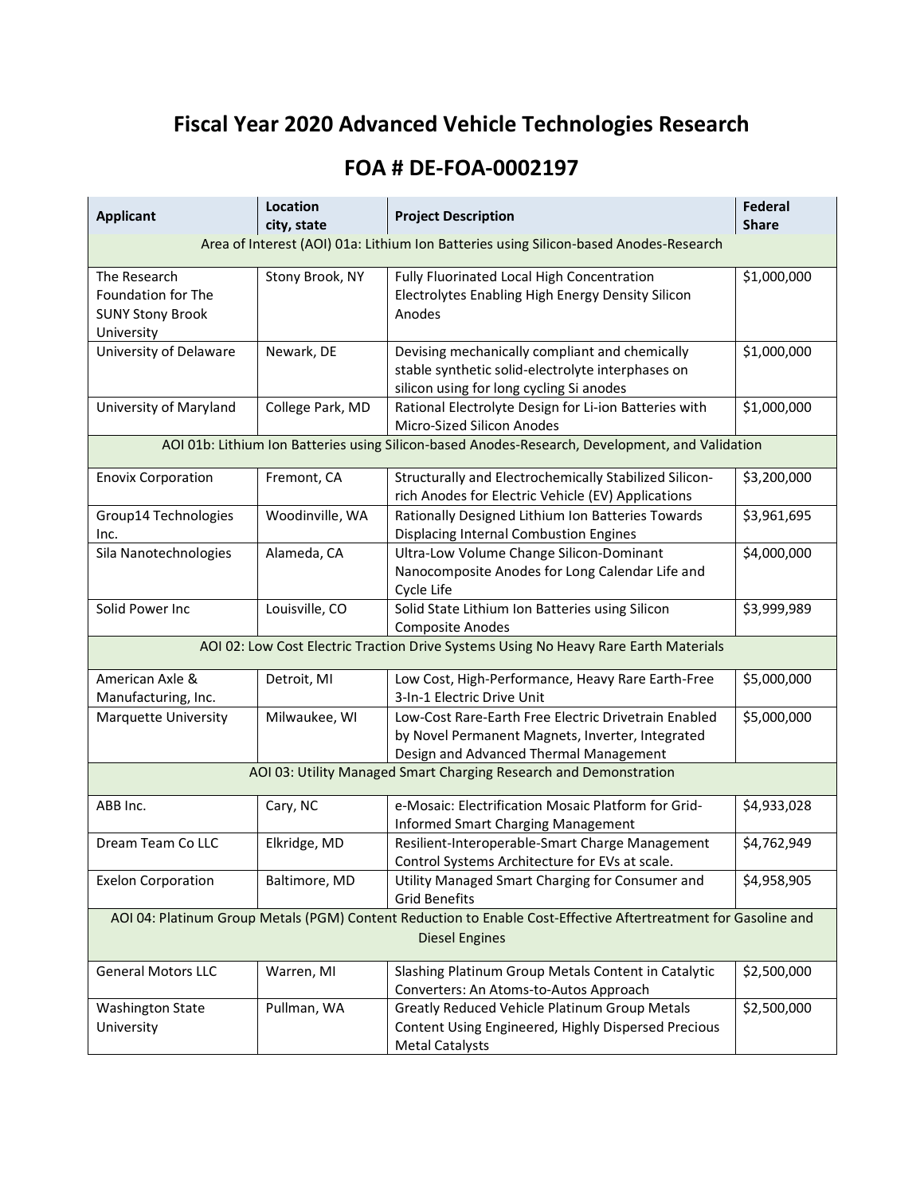# Fiscal Year 2020 Advanced Vehicle Technologies Research

## FOA # DE-FOA-0002197

| Applicant | Location city, state | Project Description | Federal Share |
|---|---|---|---|
| Area of Interest (AOI) 01a: Lithium Ion Batteries using Silicon-based Anodes-Research | | | |
| The Research Foundation for The SUNY Stony Brook University | Stony Brook, NY | Fully Fluorinated Local High Concentration Electrolytes Enabling High Energy Density Silicon Anodes | $1,000,000 |
| University of Delaware | Newark, DE | Devising mechanically compliant and chemically stable synthetic solid-electrolyte interphases on silicon using for long cycling Si anodes | $1,000,000 |
| University of Maryland | College Park, MD | Rational Electrolyte Design for Li-ion Batteries with Micro-Sized Silicon Anodes | $1,000,000 |
| AOI 01b: Lithium Ion Batteries using Silicon-based Anodes-Research, Development, and Validation | | | |
| Enovix Corporation | Fremont, CA | Structurally and Electrochemically Stabilized Silicon-rich Anodes for Electric Vehicle (EV) Applications | $3,200,000 |
| Group14 Technologies Inc. | Woodinville, WA | Rationally Designed Lithium Ion Batteries Towards Displacing Internal Combustion Engines | $3,961,695 |
| Sila Nanotechnologies | Alameda, CA | Ultra-Low Volume Change Silicon-Dominant Nanocomposite Anodes for Long Calendar Life and Cycle Life | $4,000,000 |
| Solid Power Inc | Louisville, CO | Solid State Lithium Ion Batteries using Silicon Composite Anodes | $3,999,989 |
| AOI 02: Low Cost Electric Traction Drive Systems Using No Heavy Rare Earth Materials | | | |
| American Axle & Manufacturing, Inc. | Detroit, MI | Low Cost, High-Performance, Heavy Rare Earth-Free 3-In-1 Electric Drive Unit | $5,000,000 |
| Marquette University | Milwaukee, WI | Low-Cost Rare-Earth Free Electric Drivetrain Enabled by Novel Permanent Magnets, Inverter, Integrated Design and Advanced Thermal Management | $5,000,000 |
| AOI 03: Utility Managed Smart Charging Research and Demonstration | | | |
| ABB Inc. | Cary, NC | e-Mosaic: Electrification Mosaic Platform for Grid-Informed Smart Charging Management | $4,933,028 |
| Dream Team Co LLC | Elkridge, MD | Resilient-Interoperable-Smart Charge Management Control Systems Architecture for EVs at scale. | $4,762,949 |
| Exelon Corporation | Baltimore, MD | Utility Managed Smart Charging for Consumer and Grid Benefits | $4,958,905 |
| AOI 04: Platinum Group Metals (PGM) Content Reduction to Enable Cost-Effective Aftertreatment for Gasoline and Diesel Engines | | | |
| General Motors LLC | Warren, MI | Slashing Platinum Group Metals Content in Catalytic Converters: An Atoms-to-Autos Approach | $2,500,000 |
| Washington State University | Pullman, WA | Greatly Reduced Vehicle Platinum Group Metals Content Using Engineered, Highly Dispersed Precious Metal Catalysts | $2,500,000 |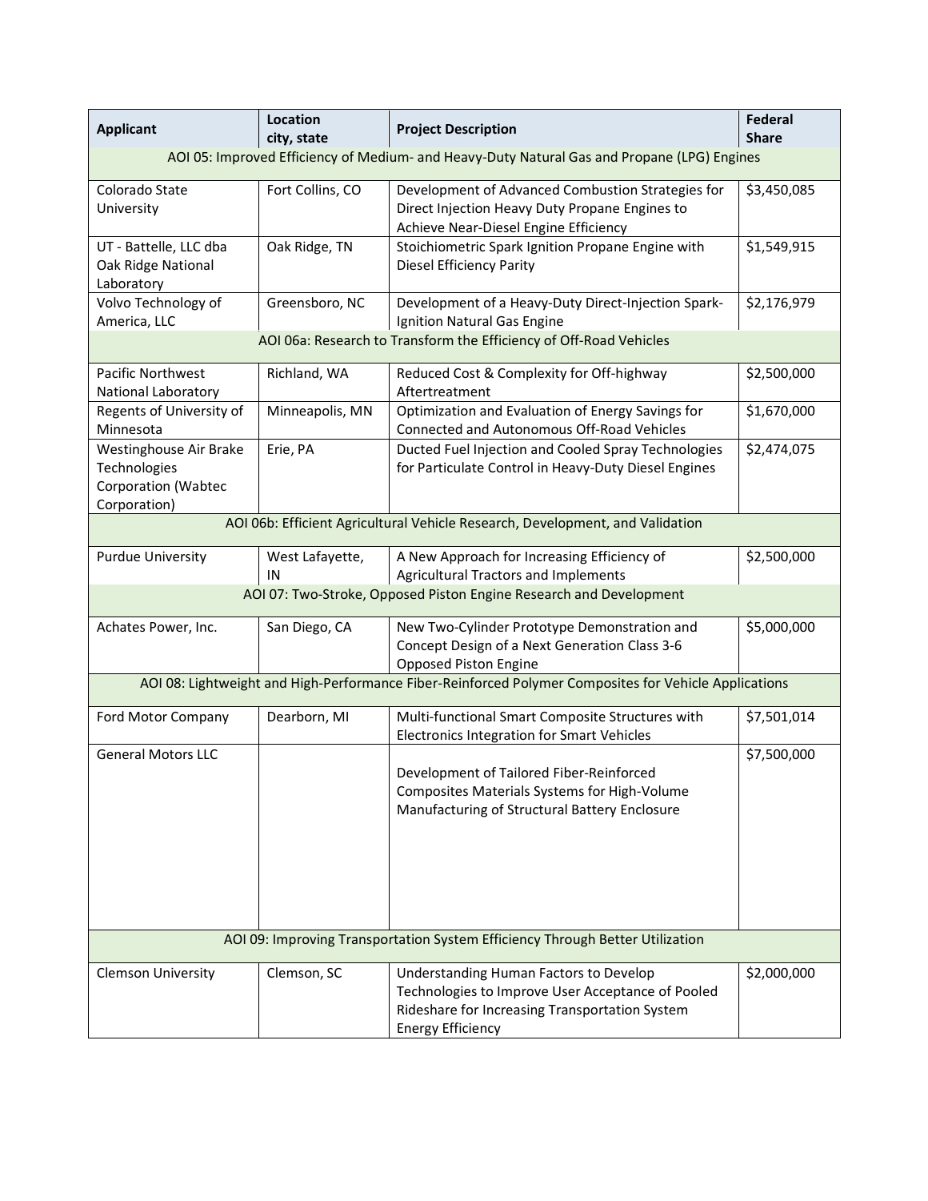| Applicant | Location city, state | Project Description | Federal Share |
|---|---|---|---|
| AOI 05: Improved Efficiency of Medium- and Heavy-Duty Natural Gas and Propane (LPG) Engines | | | |
| Colorado State University | Fort Collins, CO | Development of Advanced Combustion Strategies for Direct Injection Heavy Duty Propane Engines to Achieve Near-Diesel Engine Efficiency | $3,450,085 |
| UT - Battelle, LLC dba Oak Ridge National Laboratory | Oak Ridge, TN | Stoichiometric Spark Ignition Propane Engine with Diesel Efficiency Parity | $1,549,915 |
| Volvo Technology of America, LLC | Greensboro, NC | Development of a Heavy-Duty Direct-Injection Spark-Ignition Natural Gas Engine | $2,176,979 |
| AOI 06a: Research to Transform the Efficiency of Off-Road Vehicles | | | |
| Pacific Northwest National Laboratory | Richland, WA | Reduced Cost & Complexity for Off-highway Aftertreatment | $2,500,000 |
| Regents of University of Minnesota | Minneapolis, MN | Optimization and Evaluation of Energy Savings for Connected and Autonomous Off-Road Vehicles | $1,670,000 |
| Westinghouse Air Brake Technologies Corporation (Wabtec Corporation) | Erie, PA | Ducted Fuel Injection and Cooled Spray Technologies for Particulate Control in Heavy-Duty Diesel Engines | $2,474,075 |
| AOI 06b: Efficient Agricultural Vehicle Research, Development, and Validation | | | |
| Purdue University | West Lafayette, IN | A New Approach for Increasing Efficiency of Agricultural Tractors and Implements | $2,500,000 |
| AOI 07: Two-Stroke, Opposed Piston Engine Research and Development | | | |
| Achates Power, Inc. | San Diego, CA | New Two-Cylinder Prototype Demonstration and Concept Design of a Next Generation Class 3-6 Opposed Piston Engine | $5,000,000 |
| AOI 08: Lightweight and High-Performance Fiber-Reinforced Polymer Composites for Vehicle Applications | | | |
| Ford Motor Company | Dearborn, MI | Multi-functional Smart Composite Structures with Electronics Integration for Smart Vehicles | $7,501,014 |
| General Motors LLC | | Development of Tailored Fiber-Reinforced Composites Materials Systems for High-Volume Manufacturing of Structural Battery Enclosure | $7,500,000 |
| AOI 09: Improving Transportation System Efficiency Through Better Utilization | | | |
| Clemson University | Clemson, SC | Understanding Human Factors to Develop Technologies to Improve User Acceptance of Pooled Rideshare for Increasing Transportation System Energy Efficiency | $2,000,000 |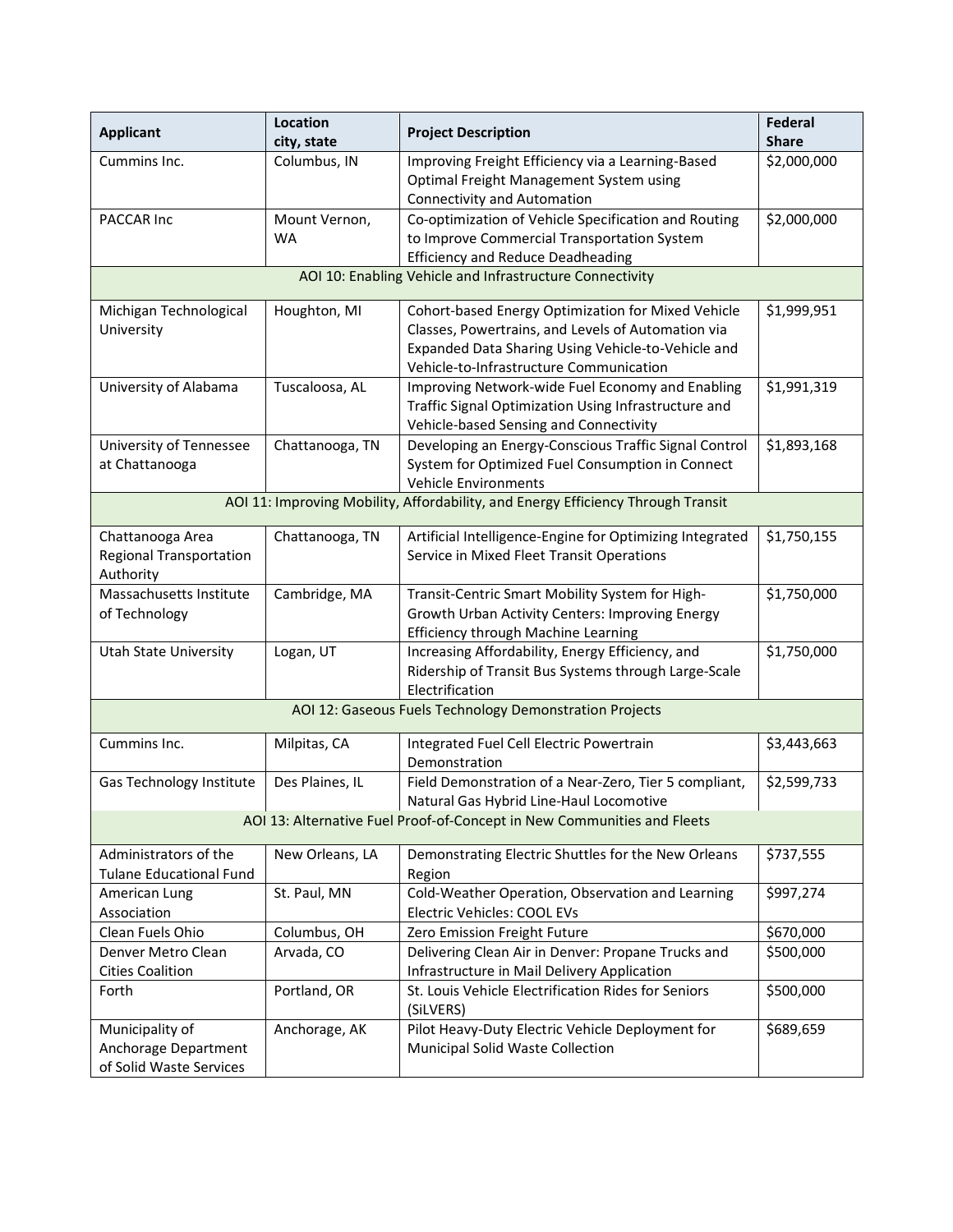| Applicant | Location city, state | Project Description | Federal Share |
|---|---|---|---|
| Cummins Inc. | Columbus, IN | Improving Freight Efficiency via a Learning-Based Optimal Freight Management System using Connectivity and Automation | $2,000,000 |
| PACCAR Inc | Mount Vernon, WA | Co-optimization of Vehicle Specification and Routing to Improve Commercial Transportation System Efficiency and Reduce Deadheading | $2,000,000 |
| AOI 10: Enabling Vehicle and Infrastructure Connectivity | | | |
| Michigan Technological University | Houghton, MI | Cohort-based Energy Optimization for Mixed Vehicle Classes, Powertrains, and Levels of Automation via Expanded Data Sharing Using Vehicle-to-Vehicle and Vehicle-to-Infrastructure Communication | $1,999,951 |
| University of Alabama | Tuscaloosa, AL | Improving Network-wide Fuel Economy and Enabling Traffic Signal Optimization Using Infrastructure and Vehicle-based Sensing and Connectivity | $1,991,319 |
| University of Tennessee at Chattanooga | Chattanooga, TN | Developing an Energy-Conscious Traffic Signal Control System for Optimized Fuel Consumption in Connect Vehicle Environments | $1,893,168 |
| AOI 11: Improving Mobility, Affordability, and Energy Efficiency Through Transit | | | |
| Chattanooga Area Regional Transportation Authority | Chattanooga, TN | Artificial Intelligence-Engine for Optimizing Integrated Service in Mixed Fleet Transit Operations | $1,750,155 |
| Massachusetts Institute of Technology | Cambridge, MA | Transit-Centric Smart Mobility System for High-Growth Urban Activity Centers: Improving Energy Efficiency through Machine Learning | $1,750,000 |
| Utah State University | Logan, UT | Increasing Affordability, Energy Efficiency, and Ridership of Transit Bus Systems through Large-Scale Electrification | $1,750,000 |
| AOI 12: Gaseous Fuels Technology Demonstration Projects | | | |
| Cummins Inc. | Milpitas, CA | Integrated Fuel Cell Electric Powertrain Demonstration | $3,443,663 |
| Gas Technology Institute | Des Plaines, IL | Field Demonstration of a Near-Zero, Tier 5 compliant, Natural Gas Hybrid Line-Haul Locomotive | $2,599,733 |
| AOI 13: Alternative Fuel Proof-of-Concept in New Communities and Fleets | | | |
| Administrators of the Tulane Educational Fund | New Orleans, LA | Demonstrating Electric Shuttles for the New Orleans Region | $737,555 |
| American Lung Association | St. Paul, MN | Cold-Weather Operation, Observation and Learning Electric Vehicles: COOL EVs | $997,274 |
| Clean Fuels Ohio | Columbus, OH | Zero Emission Freight Future | $670,000 |
| Denver Metro Clean Cities Coalition | Arvada, CO | Delivering Clean Air in Denver: Propane Trucks and Infrastructure in Mail Delivery Application | $500,000 |
| Forth | Portland, OR | St. Louis Vehicle Electrification Rides for Seniors (SiLVERS) | $500,000 |
| Municipality of Anchorage Department of Solid Waste Services | Anchorage, AK | Pilot Heavy-Duty Electric Vehicle Deployment for Municipal Solid Waste Collection | $689,659 |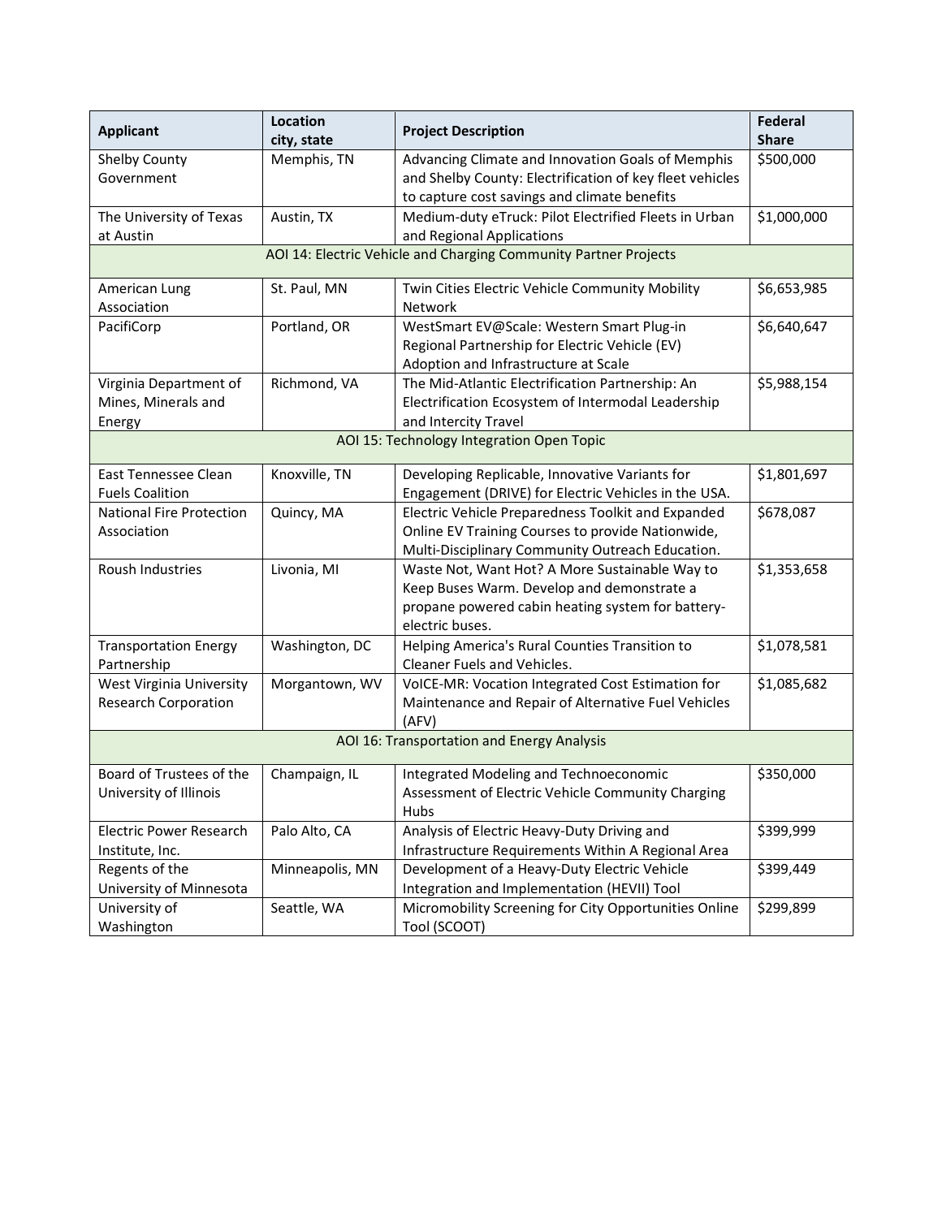| Applicant | Location city, state | Project Description | Federal Share |
| --- | --- | --- | --- |
| Shelby County Government | Memphis, TN | Advancing Climate and Innovation Goals of Memphis and Shelby County: Electrification of key fleet vehicles to capture cost savings and climate benefits | $500,000 |
| The University of Texas at Austin | Austin, TX | Medium-duty eTruck: Pilot Electrified Fleets in Urban and Regional Applications | $1,000,000 |
| AOI 14: Electric Vehicle and Charging Community Partner Projects | | | |
| American Lung Association | St. Paul, MN | Twin Cities Electric Vehicle Community Mobility Network | $6,653,985 |
| PacifiCorp | Portland, OR | WestSmart EV@Scale: Western Smart Plug-in Regional Partnership for Electric Vehicle (EV) Adoption and Infrastructure at Scale | $6,640,647 |
| Virginia Department of Mines, Minerals and Energy | Richmond, VA | The Mid-Atlantic Electrification Partnership: An Electrification Ecosystem of Intermodal Leadership and Intercity Travel | $5,988,154 |
| AOI 15: Technology Integration Open Topic | | | |
| East Tennessee Clean Fuels Coalition | Knoxville, TN | Developing Replicable, Innovative Variants for Engagement (DRIVE) for Electric Vehicles in the USA. | $1,801,697 |
| National Fire Protection Association | Quincy, MA | Electric Vehicle Preparedness Toolkit and Expanded Online EV Training Courses to provide Nationwide, Multi-Disciplinary Community Outreach Education. | $678,087 |
| Roush Industries | Livonia, MI | Waste Not, Want Hot? A More Sustainable Way to Keep Buses Warm. Develop and demonstrate a propane powered cabin heating system for battery-electric buses. | $1,353,658 |
| Transportation Energy Partnership | Washington, DC | Helping America's Rural Counties Transition to Cleaner Fuels and Vehicles. | $1,078,581 |
| West Virginia University Research Corporation | Morgantown, WV | VoICE-MR: Vocation Integrated Cost Estimation for Maintenance and Repair of Alternative Fuel Vehicles (AFV) | $1,085,682 |
| AOI 16: Transportation and Energy Analysis | | | |
| Board of Trustees of the University of Illinois | Champaign, IL | Integrated Modeling and Technoeconomic Assessment of Electric Vehicle Community Charging Hubs | $350,000 |
| Electric Power Research Institute, Inc. | Palo Alto, CA | Analysis of Electric Heavy-Duty Driving and Infrastructure Requirements Within A Regional Area | $399,999 |
| Regents of the University of Minnesota | Minneapolis, MN | Development of a Heavy-Duty Electric Vehicle Integration and Implementation (HEVII) Tool | $399,449 |
| University of Washington | Seattle, WA | Micromobility Screening for City Opportunities Online Tool (SCOOT) | $299,899 |